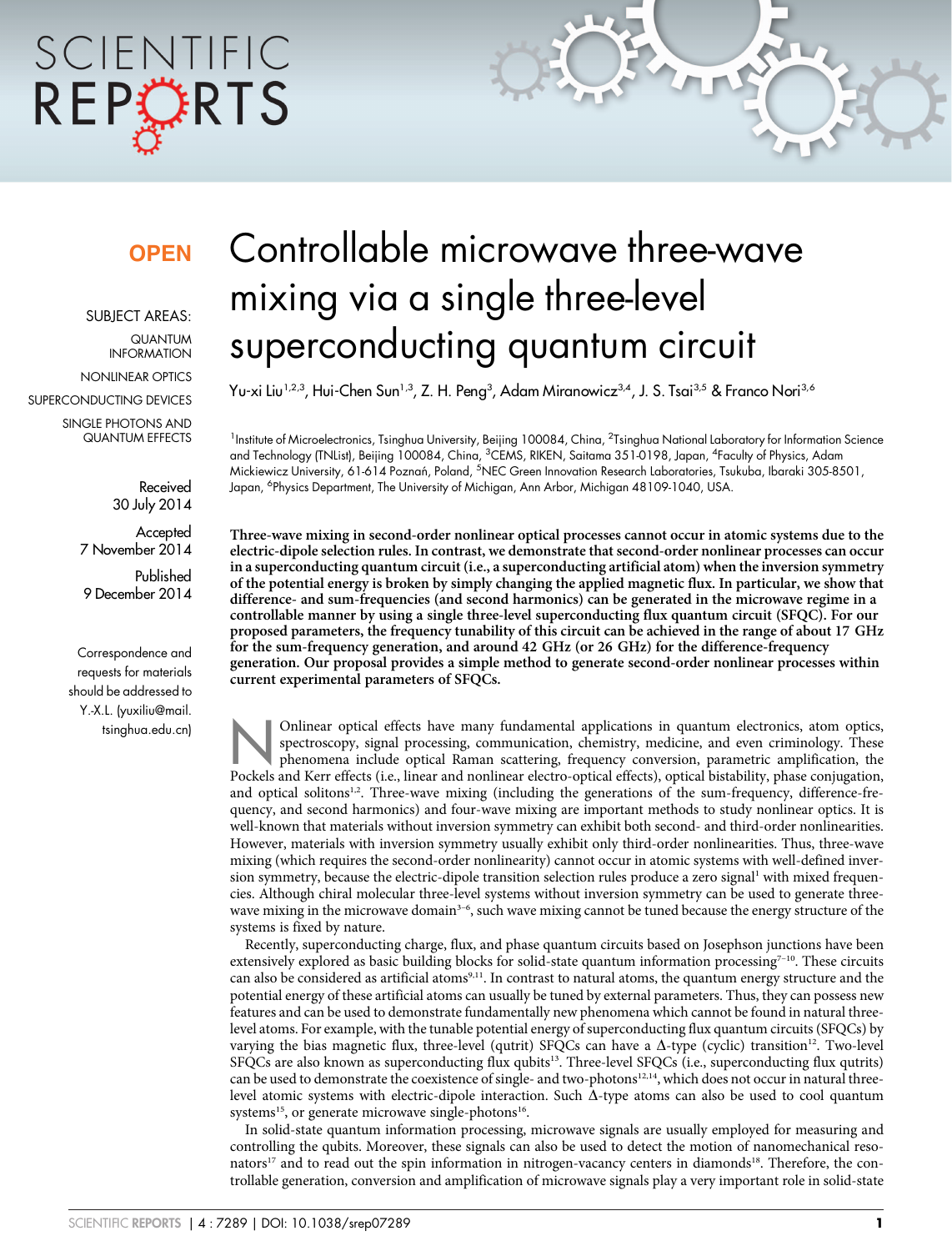# Controllable microwave three-wave mixing via a single three-level superconducting quantum circuit

Yu-xi Liu[1,2,3], Hui-Chen Sun[1,3], Z. H. Peng[3], Adam Miranowicz[3,4], J. S. Tsai[3,5] & Franco Nori[3,6]

[1]Institute of Microelectronics, Tsinghua University, Beijing 100084, China, [2]Tsinghua National Laboratory for Information Science and Technology (TNList), Beijing 100084, China, [3]CEMS, RIKEN, Saitama 351-0198, Japan, [4]Faculty of Physics, Adam Mickiewicz University, 61-614 Poznań, Poland, [5]NEC Green Innovation Research Laboratories, Tsukuba, Ibaraki 305-8501, Japan, [6]Physics Department, The University of Michigan, Ann Arbor, Michigan 48109-1040, USA.

**OPEN**

SUBJECT AREAS:
QUANTUM INFORMATION
NONLINEAR OPTICS
SUPERCONDUCTING DEVICES
SINGLE PHOTONS AND QUANTUM EFFECTS

Received 30 July 2014

Accepted 7 November 2014

Published 9 December 2014

Correspondence and requests for materials should be addressed to Y.-X.L. (yuxiliu@mail.tsinghua.edu.cn)

**Three-wave mixing in second-order nonlinear optical processes cannot occur in atomic systems due to the electric-dipole selection rules. In contrast, we demonstrate that second-order nonlinear processes can occur in a superconducting quantum circuit (i.e., a superconducting artificial atom) when the inversion symmetry of the potential energy is broken by simply changing the applied magnetic flux. In particular, we show that difference- and sum-frequencies (and second harmonics) can be generated in the microwave regime in a controllable manner by using a single three-level superconducting flux quantum circuit (SFQC). For our proposed parameters, the frequency tunability of this circuit can be achieved in the range of about 17 GHz for the sum-frequency generation, and around 42 GHz (or 26 GHz) for the difference-frequency generation. Our proposal provides a simple method to generate second-order nonlinear processes within current experimental parameters of SFQCs.**

Nonlinear optical effects have many fundamental applications in quantum electronics, atom optics, spectroscopy, signal processing, communication, chemistry, medicine, and even criminology. These phenomena include optical Raman scattering, frequency conversion, parametric amplification, the Pockels and Kerr effects (i.e., linear and nonlinear electro-optical effects), optical bistability, phase conjugation, and optical solitons[1,2]. Three-wave mixing (including the generations of the sum-frequency, difference-frequency, and second harmonics) and four-wave mixing are important methods to study nonlinear optics. It is well-known that materials without inversion symmetry can exhibit both second- and third-order nonlinearities. However, materials with inversion symmetry usually exhibit only third-order nonlinearities. Thus, three-wave mixing (which requires the second-order nonlinearity) cannot occur in atomic systems with well-defined inversion symmetry, because the electric-dipole transition selection rules produce a zero signal[1] with mixed frequencies. Although chiral molecular three-level systems without inversion symmetry can be used to generate three-wave mixing in the microwave domain[3–6], such wave mixing cannot be tuned because the energy structure of the systems is fixed by nature.

Recently, superconducting charge, flux, and phase quantum circuits based on Josephson junctions have been extensively explored as basic building blocks for solid-state quantum information processing[7–10]. These circuits can also be considered as artificial atoms[9,11]. In contrast to natural atoms, the quantum energy structure and the potential energy of these artificial atoms can usually be tuned by external parameters. Thus, they can possess new features and can be used to demonstrate fundamentally new phenomena which cannot be found in natural three-level atoms. For example, with the tunable potential energy of superconducting flux quantum circuits (SFQCs) by varying the bias magnetic flux, three-level (qutrit) SFQCs can have a $\Delta$-type (cyclic) transition[12]. Two-level SFQCs are also known as superconducting flux qubits[13]. Three-level SFQCs (i.e., superconducting flux qutrits) can be used to demonstrate the coexistence of single- and two-photons[12,14], which does not occur in natural three-level atomic systems with electric-dipole interaction. Such $\Delta$-type atoms can also be used to cool quantum systems[15], or generate microwave single-photons[16].

In solid-state quantum information processing, microwave signals are usually employed for measuring and controlling the qubits. Moreover, these signals can also be used to detect the motion of nanomechanical resonators[17] and to read out the spin information in nitrogen-vacancy centers in diamonds[18]. Therefore, the controllable generation, conversion and amplification of microwave signals play a very important role in solid-state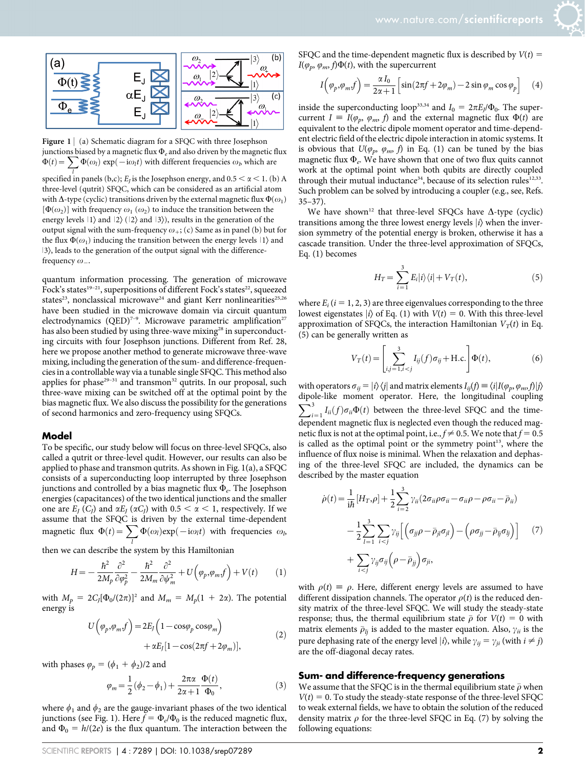**Figure 1** | (a) Schematic diagram for a SFQC with three Josephson junctions biased by a magnetic flux $\Phi_e$ and also driven by the magnetic flux $\Phi(t)=\sum_l \Phi(\omega_l)\exp(-i\omega_l t)$ with different frequencies $\omega_l$, which are specified in panels (b,c); $E_J$ is the Josephson energy, and $0.5<\alpha<1$. (b) A three-level (qutrit) SFQC, which can be considered as an artificial atom with $\Delta$-type (cyclic) transitions driven by the external magnetic flux $\Phi(\omega_1)$ [$\Phi(\omega_2)$] with frequency $\omega_1$ ($\omega_2$) to induce the transition between the energy levels $|1\rangle$ and $|2\rangle$ ($|2\rangle$ and $|3\rangle$), results in the generation of the output signal with the sum-frequency $\omega_+$; (c) Same as in panel (b) but for the flux $\Phi(\omega_1)$ inducing the transition between the energy levels $|1\rangle$ and $|3\rangle$, leads to the generation of the output signal with the difference-frequency $\omega_-$.

quantum information processing. The generation of microwave Fock's states[19–21], superpositions of different Fock's states[22], squeezed states[23], nonclassical microwave[24] and giant Kerr nonlinearities[25,26] have been studied in the microwave domain via circuit quantum electrodynamics (QED)[7–9]. Microwave parametric amplification[27] has also been studied by using three-wave mixing[28] in superconducting circuits with four Josephson junctions. Different from Ref. 28, here we propose another method to generate microwave three-wave mixing, including the generation of the sum- and difference-frequencies in a controllable way via a tunable single SFQC. This method also applies for phase[29–31] and transmon[32] qutrits. In our proposal, such three-wave mixing can be switched off at the optimal point by the bias magnetic flux. We also discuss the possibility for the generations of second harmonics and zero-frequency using SFQCs.

## Model

To be specific, our study below will focus on three-level SFQCs, also called a qutrit or three-level qudit. However, our results can also be applied to phase and transmon qutrits. As shown in Fig. 1(a), a SFQC consists of a superconducting loop interrupted by three Josephson junctions and controlled by a bias magnetic flux $\Phi_e$. The Josephson energies (capacitances) of the two identical junctions and the smaller one are $E_J$ ($C_J$) and $\alpha E_J$ ($\alpha C_J$) with $0.5<\alpha<1$, respectively. If we assume that the SFQC is driven by the external time-dependent magnetic flux $\Phi(t)=\sum_l \Phi(\omega_l)\exp(-i\omega_l t)$ with frequencies $\omega_l$, then we can describe the system by this Hamiltonian

$$H=-\frac{\hbar^2}{2M_p}\frac{\partial^2}{\partial\varphi_p^2}-\frac{\hbar^2}{2M_m}\frac{\partial^2}{\partial\psi_m^2}+U\left(\varphi_p,\varphi_m,f\right)+V(t) \quad (1)$$

with $M_p=2C_J[\Phi_0/(2\pi)]^2$ and $M_m=M_p(1+2\alpha)$. The potential energy is

$$U\left(\varphi_p,\varphi_m,f\right)=2E_J\left(1-\cos\varphi_p\cos\varphi_m\right)+\alpha E_J[1-\cos(2\pi f+2\varphi_m)], \quad (2)$$

with phases $\varphi_p=(\phi_1+\phi_2)/2$ and

$$\varphi_m=\frac{1}{2}(\phi_2-\phi_1)+\frac{2\pi\alpha}{2\alpha+1}\frac{\Phi(t)}{\Phi_0}, \quad (3)$$

where $\phi_1$ and $\phi_2$ are the gauge-invariant phases of the two identical junctions (see Fig. 1). Here $f=\Phi_e/\Phi_0$ is the reduced magnetic flux, and $\Phi_0=h/(2e)$ is the flux quantum. The interaction between the SFQC and the time-dependent magnetic flux is described by $V(t)=I(\varphi_p,\varphi_m,f)\Phi(t)$, with the supercurrent

$$I\left(\varphi_p,\varphi_m,f\right)=\frac{\alpha I_0}{2\alpha+1}\left[\sin(2\pi f+2\varphi_m)-2\sin\varphi_m\cos\varphi_p\right] \quad (4)$$

inside the superconducting loop[33,34] and $I_0=2\pi E_J/\Phi_0$. The supercurrent $I\equiv I(\varphi_p,\varphi_m,f)$ and the external magnetic flux $\Phi(t)$ are equivalent to the electric dipole moment operator and time-dependent electric field of the electric dipole interaction in atomic systems. It is obvious that $U(\varphi_p,\varphi_m,f)$ in Eq. (1) can be tuned by the bias magnetic flux $\Phi_e$. We have shown that two flux quits cannot work at the optimal point when both qubits are directly coupled through their mutual inductance[34], because of its selection rules[12,33]. Such problem can be solved by introducing a coupler (e.g., see, Refs. 35–37).

We have shown[12] that three-level SFQCs have $\Delta$-type (cyclic) transitions among the three lowest energy levels $|i\rangle$ when the inversion symmetry of the potential energy is broken, otherwise it has a cascade transition. Under the three-level approximation of SFQCs, Eq. (1) becomes

$$H_T=\sum_{i=1}^{3}E_i|i\rangle\langle i|+V_T(t), \quad (5)$$

where $E_i$ ($i=1,2,3$) are three eigenvalues corresponding to the three lowest eigenstates $|i\rangle$ of Eq. (1) with $V(t)=0$. With this three-level approximation of SFQCs, the interaction Hamiltonian $V_T(t)$ in Eq. (5) can be generally written as

$$V_T(t)=\left[\sum_{i,j=1,i<j}^{3}I_{ij}(f)\sigma_{ij}+\text{H.c.}\right]\Phi(t), \quad (6)$$

with operators $\sigma_{ij}=|i\rangle\langle j|$ and matrix elements $I_{ij}(f)\equiv\langle i|I(\varphi_p,\varphi_m,f)|j\rangle$ dipole-like moment operator. Here, the longitudinal coupling $\sum_{i=1}^{3}I_{ii}(f)\sigma_{ii}\Phi(t)$ between the three-level SFQC and the time-dependent magnetic flux is neglected even though the reduced magnetic flux is not at the optimal point, i.e., $f\neq 0.5$. We note that $f=0.5$ is called as the optimal point or the symmetry point[13], where the influence of flux noise is minimal. When the relaxation and dephasing of the three-level SFQC are included, the dynamics can be described by the master equation

$$\begin{aligned}\dot\rho(t)=&\frac{1}{i\hbar}[H_T,\rho]+\frac{1}{2}\sum_{i=2}^{3}\gamma_{ii}(2\sigma_{ii}\rho\sigma_{ii}-\sigma_{ii}\rho-\rho\sigma_{ii}-\bar\rho_{ii})\\&-\frac{1}{2}\sum_{l=1}^{3}\sum_{i<j}\gamma_{ij}\left[\left(\sigma_{jl}\rho-\bar\rho_{jl}\sigma_{jl}\right)-\left(\rho\sigma_{lj}-\bar\rho_{lj}\sigma_{lj}\right)\right]\\&+\sum_{i<j}\gamma_{ij}\sigma_{ij}\left(\rho-\bar\rho_{jj}\right)\sigma_{ji},\end{aligned} \quad (7)$$

with $\rho(t)\equiv\rho$. Here, different energy levels are assumed to have different dissipation channels. The operator $\rho(t)$ is the reduced density matrix of the three-level SFQC. We will study the steady-state response; thus, the thermal equilibrium state $\bar\rho$ for $V(t)=0$ with matrix elements $\bar\rho_{lj}$ is added to the master equation. Also, $\gamma_{ii}$ is the pure dephasing rate of the energy level $|i\rangle$, while $\gamma_{ij}=\gamma_{ji}$ (with $i\neq j$) are the off-diagonal decay rates.

## Sum- and difference-frequency generations

We assume that the SFQC is in the thermal equilibrium state $\bar\rho$ when $V(t)=0$. To study the steady-state response of the three-level SFQC to weak external fields, we have to obtain the solution of the reduced density matrix $\rho$ for the three-level SFQC in Eq. (7) by solving the following equations: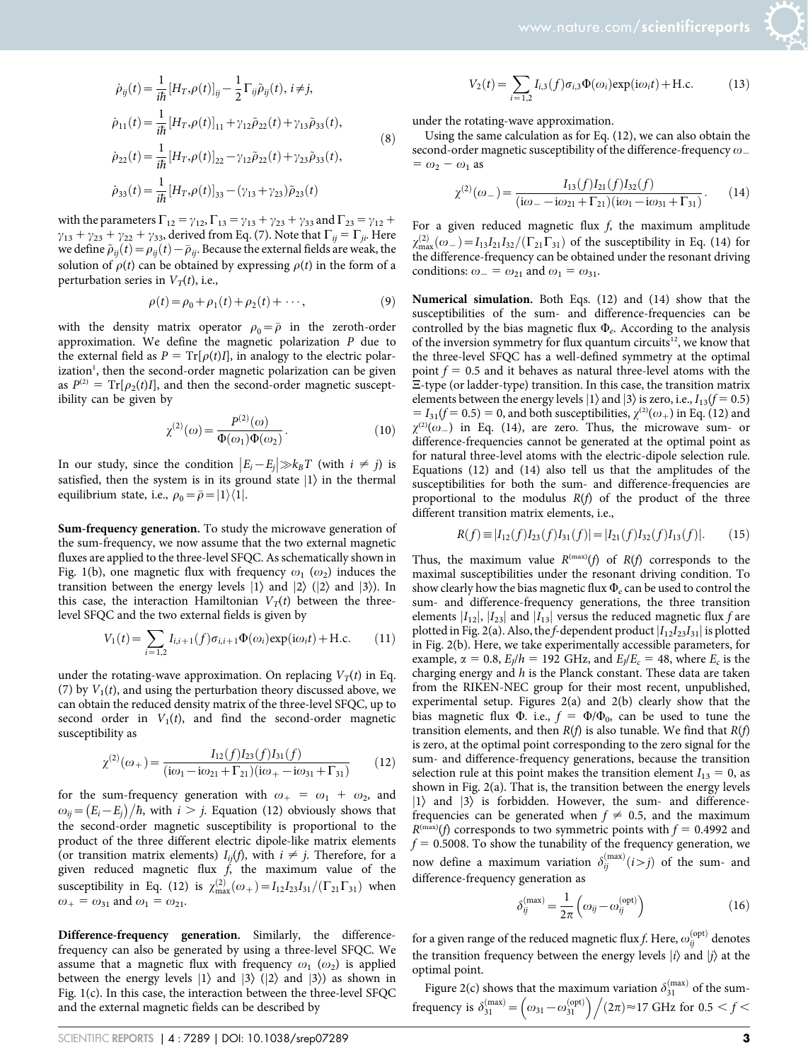$$
\begin{aligned}
\dot{\rho}_{ij}(t) &= \frac{1}{i\hbar}[H_T,\rho(t)]_{ij} - \frac{1}{2}\Gamma_{ij}\tilde{\rho}_{ij}(t),\ i\neq j,\\
\dot{\rho}_{11}(t) &= \frac{1}{i\hbar}[H_T,\rho(t)]_{11} + \gamma_{12}\tilde{\rho}_{22}(t) + \gamma_{13}\tilde{\rho}_{33}(t),\\
\dot{\rho}_{22}(t) &= \frac{1}{i\hbar}[H_T,\rho(t)]_{22} - \gamma_{12}\tilde{\rho}_{22}(t) + \gamma_{23}\tilde{\rho}_{33}(t),\\
\dot{\rho}_{33}(t) &= \frac{1}{i\hbar}[H_T,\rho(t)]_{33} - (\gamma_{13}+\gamma_{23})\tilde{\rho}_{23}(t)
\end{aligned}
\tag{8}
$$

with the parameters $\Gamma_{12} = \gamma_{12}$, $\Gamma_{13} = \gamma_{13} + \gamma_{23} + \gamma_{33}$ and $\Gamma_{23} = \gamma_{12} + \gamma_{13} + \gamma_{23} + \gamma_{22} + \gamma_{33}$, derived from Eq. (7). Note that $\Gamma_{ij} = \Gamma_{ji}$. Here we define $\tilde{\rho}_{ij}(t) = \rho_{ij}(t) - \bar{\rho}_{ij}$. Because the external fields are weak, the solution of $\rho(t)$ can be obtained by expressing $\rho(t)$ in the form of a perturbation series in $V_T(t)$, i.e.,

$$
\rho(t) = \rho_0 + \rho_1(t) + \rho_2(t) + \cdots,
\tag{9}
$$

with the density matrix operator $\rho_0 = \bar{\rho}$ in the zeroth-order approximation. We define the magnetic polarization $P$ due to the external field as $P = \mathrm{Tr}[\rho(t)I]$, in analogy to the electric polarization[1], then the second-order magnetic polarization can be given as $P^{(2)} = \mathrm{Tr}[\rho_2(t)I]$, and then the second-order magnetic susceptibility can be given by

$$
\chi^{(2)}(\omega) = \frac{P^{(2)}(\omega)}{\Phi(\omega_1)\Phi(\omega_2)}.
\tag{10}
$$

In our study, since the condition $|E_i - E_j| \gg k_B T$ (with $i \neq j$) is satisfied, then the system is in its ground state $|1\rangle$ in the thermal equilibrium state, i.e., $\rho_0 = \bar{\rho} = |1\rangle\langle 1|$.

**Sum-frequency generation.** To study the microwave generation of the sum-frequency, we now assume that the two external magnetic fluxes are applied to the three-level SFQC. As schematically shown in Fig. 1(b), one magnetic flux with frequency $\omega_1$ ($\omega_2$) induces the transition between the energy levels $|1\rangle$ and $|2\rangle$ ($|2\rangle$ and $|3\rangle$). In this case, the interaction Hamiltonian $V_T(t)$ between the three-level SFQC and the two external fields is given by

$$
V_1(t) = \sum_{i=1,2} I_{i,i+1}(f)\sigma_{i,i+1}\Phi(\omega_i)\exp(i\omega_i t) + \mathrm{H.c.}
\tag{11}
$$

under the rotating-wave approximation. On replacing $V_T(t)$ in Eq. (7) by $V_1(t)$, and using the perturbation theory discussed above, we can obtain the reduced density matrix of the three-level SFQC, up to second order in $V_1(t)$, and find the second-order magnetic susceptibility as

$$
\chi^{(2)}(\omega_+) = \frac{I_{12}(f)I_{23}(f)I_{31}(f)}{(i\omega_1 - i\omega_{21} + \Gamma_{21})(i\omega_+ - i\omega_{31} + \Gamma_{31})}
\tag{12}
$$

for the sum-frequency generation with $\omega_+ = \omega_1 + \omega_2$, and $\omega_{ij} = (E_i - E_j)/\hbar$, with $i > j$. Equation (12) obviously shows that the second-order magnetic susceptibility is proportional to the product of the three different electric dipole-like matrix elements (or transition matrix elements) $I_{ij}(f)$, with $i \neq j$. Therefore, for a given reduced magnetic flux $f$, the maximum value of the susceptibility in Eq. (12) is $\chi^{(2)}_{\max}(\omega_+) = I_{12}I_{23}I_{31}/(\Gamma_{21}\Gamma_{31})$ when $\omega_+ = \omega_{31}$ and $\omega_1 = \omega_{21}$.

**Difference-frequency generation.** Similarly, the difference-frequency can also be generated by using a three-level SFQC. We assume that a magnetic flux with frequency $\omega_1$ ($\omega_2$) is applied between the energy levels $|1\rangle$ and $|3\rangle$ ($|2\rangle$ and $|3\rangle$) as shown in Fig. 1(c). In this case, the interaction between the three-level SFQC and the external magnetic fields can be described by

$$
V_2(t) = \sum_{i=1,2} I_{i,3}(f)\sigma_{i,3}\Phi(\omega_i)\exp(i\omega_i t) + \mathrm{H.c.}
\tag{13}
$$

under the rotating-wave approximation.

Using the same calculation as for Eq. (12), we can also obtain the second-order magnetic susceptibility of the difference-frequency $\omega_- = \omega_2 - \omega_1$ as

$$
\chi^{(2)}(\omega_-) = \frac{I_{13}(f)I_{21}(f)I_{32}(f)}{(i\omega_- - i\omega_{21} + \Gamma_{21})(i\omega_1 - i\omega_{31} + \Gamma_{31})}.
\tag{14}
$$

For a given reduced magnetic flux $f$, the maximum amplitude $\chi^{(2)}_{\max}(\omega_-) = I_{13}I_{21}I_{32}/(\Gamma_{21}\Gamma_{31})$ of the susceptibility in Eq. (14) for the difference-frequency can be obtained under the resonant driving conditions: $\omega_- = \omega_{21}$ and $\omega_1 = \omega_{31}$.

**Numerical simulation.** Both Eqs. (12) and (14) show that the susceptibilities of the sum- and difference-frequencies can be controlled by the bias magnetic flux $\Phi_e$. According to the analysis of the inversion symmetry for flux quantum circuits[12], we know that the three-level SFQC has a well-defined symmetry at the optimal point $f = 0.5$ and it behaves as natural three-level atoms with the Ξ-type (or ladder-type) transition. In this case, the transition matrix elements between the energy levels $|1\rangle$ and $|3\rangle$ is zero, i.e., $I_{13}(f = 0.5) = I_{31}(f = 0.5) = 0$, and both susceptibilities, $\chi^{(2)}(\omega_+)$ in Eq. (12) and $\chi^{(2)}(\omega_-)$ in Eq. (14), are zero. Thus, the microwave sum- or difference-frequencies cannot be generated at the optimal point as for natural three-level atoms with the electric-dipole selection rule. Equations (12) and (14) also tell us that the amplitudes of the susceptibilities for both the sum- and difference-frequencies are proportional to the modulus $R(f)$ of the product of the three different transition matrix elements, i.e.,

$$
R(f) \equiv |I_{12}(f)I_{23}(f)I_{31}(f)| = |I_{21}(f)I_{32}(f)I_{13}(f)|.
\tag{15}
$$

Thus, the maximum value $R^{(\max)}(f)$ of $R(f)$ corresponds to the maximal susceptibilities under the resonant driving condition. To show clearly how the bias magnetic flux $\Phi_e$ can be used to control the sum- and difference-frequency generations, the three transition elements $|I_{12}|$, $|I_{23}|$ and $|I_{13}|$ versus the reduced magnetic flux $f$ are plotted in Fig. 2(a). Also, the $f$-dependent product $|I_{12}I_{23}I_{31}|$ is plotted in Fig. 2(b). Here, we take experimentally accessible parameters, for example, $\alpha = 0.8$, $E_J/h = 192$ GHz, and $E_J/E_c = 48$, where $E_c$ is the charging energy and $h$ is the Planck constant. These data are taken from the RIKEN-NEC group for their most recent, unpublished, experimental setup. Figures 2(a) and 2(b) clearly show that the bias magnetic flux $\Phi$. i.e., $f = \Phi/\Phi_0$, can be used to tune the transition elements, and then $R(f)$ is also tunable. We find that $R(f)$ is zero, at the optimal point corresponding to the zero signal for the sum- and difference-frequency generations, because the transition selection rule at this point makes the transition element $I_{13} = 0$, as shown in Fig. 2(a). That is, the transition between the energy levels $|1\rangle$ and $|3\rangle$ is forbidden. However, the sum- and difference-frequencies can be generated when $f \neq 0.5$, and the maximum $R^{(\max)}(f)$ corresponds to two symmetric points with $f = 0.4992$ and $f = 0.5008$. To show the tunability of the frequency generation, we now define a maximum variation $\delta^{(\max)}_{ij}$ $(i > j)$ of the sum- and difference-frequency generation as

$$
\delta^{(\max)}_{ij} = \frac{1}{2\pi}\left(\omega_{ij} - \omega^{(\mathrm{opt})}_{ij}\right)
\tag{16}
$$

for a given range of the reduced magnetic flux $f$. Here, $\omega^{(\mathrm{opt})}_{ij}$ denotes the transition frequency between the energy levels $|i\rangle$ and $|j\rangle$ at the optimal point.

Figure 2(c) shows that the maximum variation $\delta^{(\max)}_{31}$ of the sum-frequency is $\delta^{(\max)}_{31} = \left(\omega_{31} - \omega^{(\mathrm{opt})}_{31}\right)/(2\pi) \approx 17$ GHz for $0.5 < f <$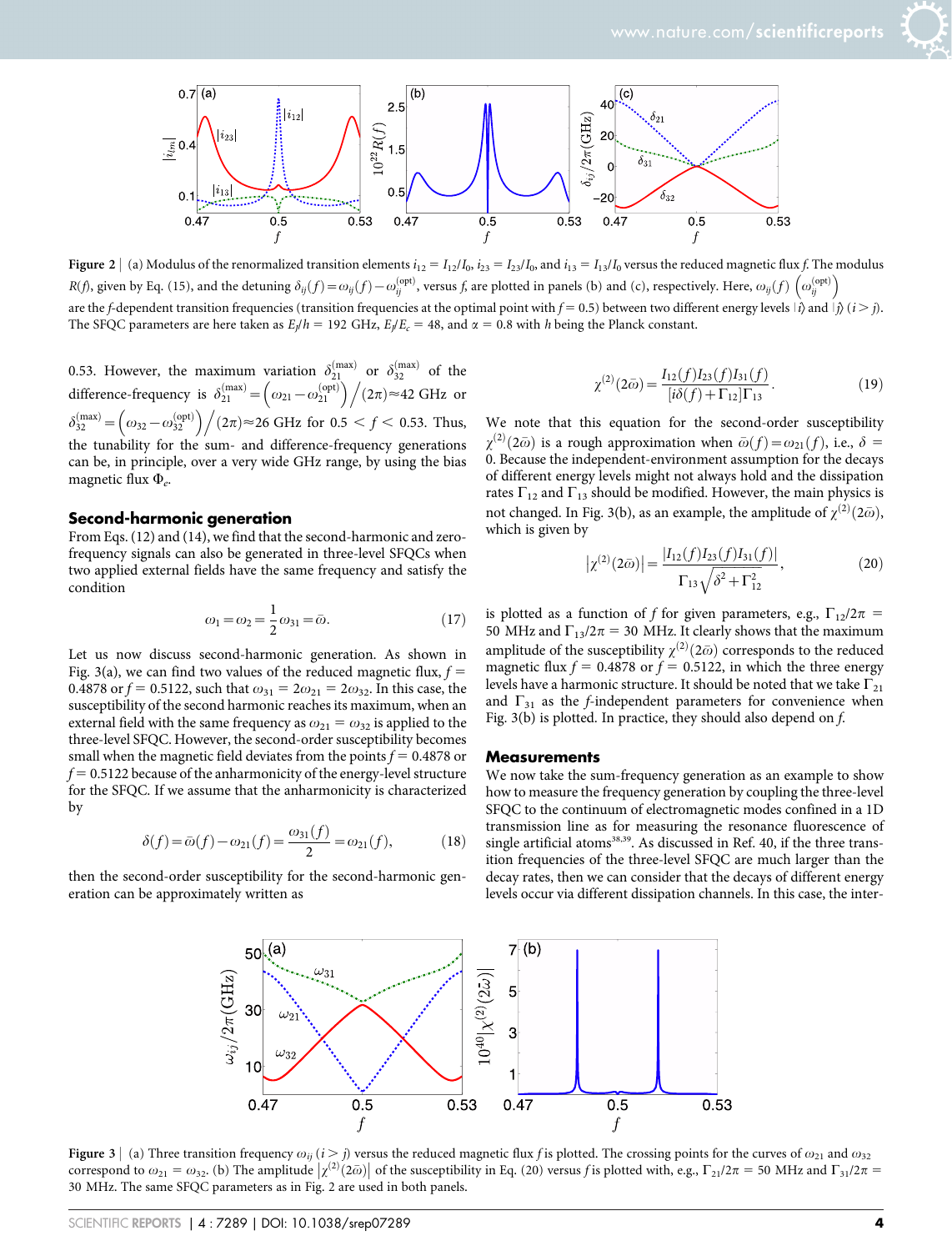Figure 2 | (a) Modulus of the renormalized transition elements $i_{12} = I_{12}/I_0$, $i_{23} = I_{23}/I_0$, and $i_{13} = I_{13}/I_0$ versus the reduced magnetic flux $f$. The modulus $R(f)$, given by Eq. (15), and the detuning $\delta_{ij}(f) = \omega_{ij}(f) - \omega_{ij}^{(\mathrm{opt})}$, versus $f$, are plotted in panels (b) and (c), respectively. Here, $\omega_{ij}(f)$ $\left(\omega_{ij}^{(\mathrm{opt})}\right)$ are the $f$-dependent transition frequencies (transition frequencies at the optimal point with $f = 0.5$) between two different energy levels $|i\rangle$ and $|j\rangle$ $(i > j)$. The SFQC parameters are here taken as $E_J/h = 192$ GHz, $E_J/E_c = 48$, and $\alpha = 0.8$ with $h$ being the Planck constant.

0.53. However, the maximum variation $\delta_{21}^{(\max)}$ or $\delta_{32}^{(\max)}$ of the difference-frequency is $\delta_{21}^{(\max)} = \left(\omega_{21} - \omega_{21}^{(\mathrm{opt})}\right)/(2\pi) \approx 42$ GHz or $\delta_{32}^{(\max)} = \left(\omega_{32} - \omega_{32}^{(\mathrm{opt})}\right)/(2\pi) \approx 26$ GHz for $0.5 < f < 0.53$. Thus, the tunability for the sum- and difference-frequency generations can be, in principle, over a very wide GHz range, by using the bias magnetic flux $\Phi_e$.

## Second-harmonic generation

From Eqs. (12) and (14), we find that the second-harmonic and zero-frequency signals can also be generated in three-level SFQCs when two applied external fields have the same frequency and satisfy the condition

$$\omega_1 = \omega_2 = \frac{1}{2}\omega_{31} = \bar{\omega}. \tag{17}$$

Let us now discuss second-harmonic generation. As shown in Fig. 3(a), we can find two values of the reduced magnetic flux, $f = 0.4878$ or $f = 0.5122$, such that $\omega_{31} = 2\omega_{21} = 2\omega_{32}$. In this case, the susceptibility of the second harmonic reaches its maximum, when an external field with the same frequency as $\omega_{21} = \omega_{32}$ is applied to the three-level SFQC. However, the second-order susceptibility becomes small when the magnetic field deviates from the points $f = 0.4878$ or $f = 0.5122$ because of the anharmonicity of the energy-level structure for the SFQC. If we assume that the anharmonicity is characterized by

$$\delta(f) = \bar{\omega}(f) - \omega_{21}(f) = \frac{\omega_{31}(f)}{2} = \omega_{21}(f), \tag{18}$$

then the second-order susceptibility for the second-harmonic generation can be approximately written as

$$\chi^{(2)}(2\bar{\omega}) = \frac{I_{12}(f)I_{23}(f)I_{31}(f)}{[i\delta(f) + \Gamma_{12}]\Gamma_{13}}. \tag{19}$$

We note that this equation for the second-order susceptibility $\chi^{(2)}(2\bar{\omega})$ is a rough approximation when $\bar{\omega}(f) = \omega_{21}(f)$, i.e., $\delta = 0$. Because the independent-environment assumption for the decays of different energy levels might not always hold and the dissipation rates $\Gamma_{12}$ and $\Gamma_{13}$ should be modified. However, the main physics is not changed. In Fig. 3(b), as an example, the amplitude of $\chi^{(2)}(2\bar{\omega})$, which is given by

$$\left|\chi^{(2)}(2\bar{\omega})\right| = \frac{|I_{12}(f)I_{23}(f)I_{31}(f)|}{\Gamma_{13}\sqrt{\delta^2 + \Gamma_{12}^2}}, \tag{20}$$

is plotted as a function of $f$ for given parameters, e.g., $\Gamma_{12}/2\pi = 50$ MHz and $\Gamma_{13}/2\pi = 30$ MHz. It clearly shows that the maximum amplitude of the susceptibility $\chi^{(2)}(2\bar{\omega})$ corresponds to the reduced magnetic flux $f = 0.4878$ or $f = 0.5122$, in which the three energy levels have a harmonic structure. It should be noted that we take $\Gamma_{21}$ and $\Gamma_{31}$ as the $f$-independent parameters for convenience when Fig. 3(b) is plotted. In practice, they should also depend on $f$.

## Measurements

We now take the sum-frequency generation as an example to show how to measure the frequency generation by coupling the three-level SFQC to the continuum of electromagnetic modes confined in a 1D transmission line as for measuring the resonance fluorescence of single artificial atoms[38,39]. As discussed in Ref. 40, if the three transition frequencies of the three-level SFQC are much larger than the decay rates, then we can consider that the decays of different energy levels occur via different dissipation channels. In this case, the inter-

Figure 3 | (a) Three transition frequency $\omega_{ij}$ $(i > j)$ versus the reduced magnetic flux $f$ is plotted. The crossing points for the curves of $\omega_{21}$ and $\omega_{32}$ correspond to $\omega_{21} = \omega_{32}$. (b) The amplitude $\left|\chi^{(2)}(2\bar{\omega})\right|$ of the susceptibility in Eq. (20) versus $f$ is plotted with, e.g., $\Gamma_{21}/2\pi = 50$ MHz and $\Gamma_{31}/2\pi = 30$ MHz. The same SFQC parameters as in Fig. 2 are used in both panels.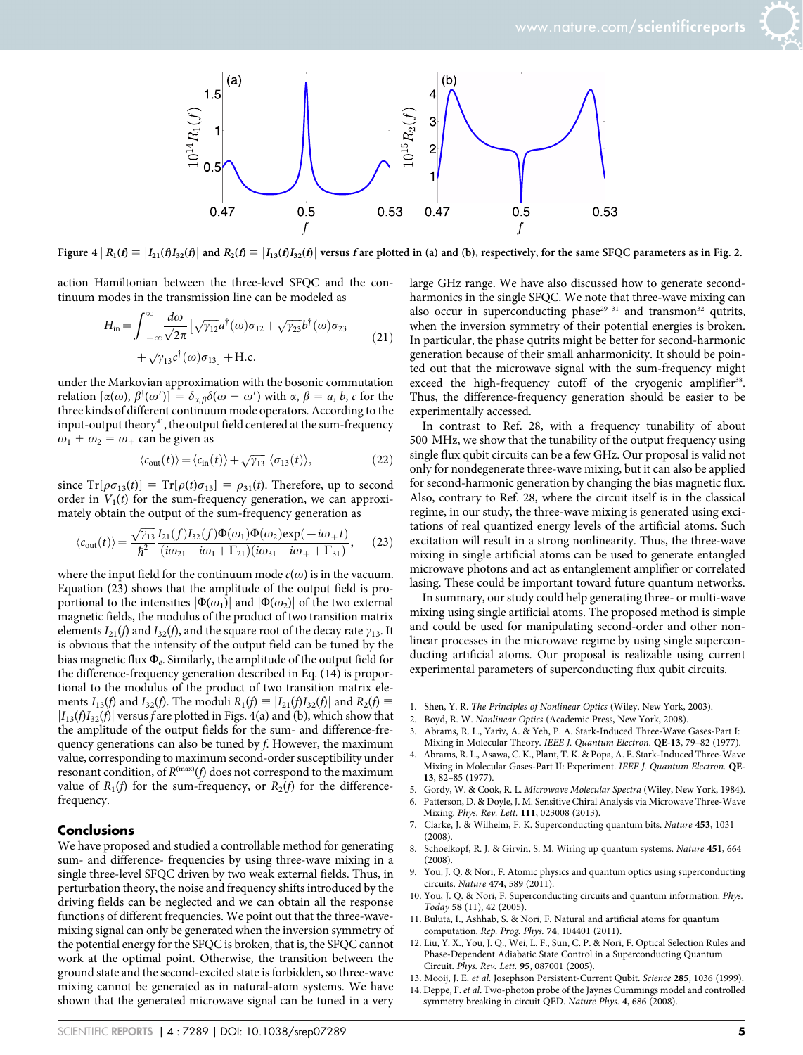**Figure 4** | $R_1(f) \equiv |I_{21}(f)I_{32}(f)|$ **and** $R_2(f) \equiv |I_{13}(f)I_{32}(f)|$ **versus** $f$ **are plotted in (a) and (b), respectively, for the same SFQC parameters as in Fig. 2.**

action Hamiltonian between the three-level SFQC and the continuum modes in the transmission line can be modeled as

$$H_{\text{in}} = \int_{-\infty}^{\infty} \frac{d\omega}{\sqrt{2\pi}} \left[ \sqrt{\gamma_{12}} a^{\dagger}(\omega)\sigma_{12} + \sqrt{\gamma_{23}} b^{\dagger}(\omega)\sigma_{23} + \sqrt{\gamma_{13}} c^{\dagger}(\omega)\sigma_{13} \right] + \text{H.c.} \tag{21}$$

under the Markovian approximation with the bosonic commutation relation $[\alpha(\omega), \beta^{\dagger}(\omega')] = \delta_{\alpha,\beta}\delta(\omega - \omega')$ with $\alpha$, $\beta = a$, $b$, $c$ for the three kinds of different continuum mode operators. According to the input-output theory[41], the output field centered at the sum-frequency $\omega_1 + \omega_2 = \omega_+$ can be given as

$$\langle c_{\text{out}}(t) \rangle = \langle c_{\text{in}}(t) \rangle + \sqrt{\gamma_{13}} \, \langle \sigma_{13}(t) \rangle, \tag{22}$$

since $\text{Tr}[\rho\sigma_{13}(t)] = \text{Tr}[\rho(t)\sigma_{13}] = \rho_{31}(t)$. Therefore, up to second order in $V_1(t)$ for the sum-frequency generation, we can approximately obtain the output of the sum-frequency generation as

$$\langle c_{\text{out}}(t) \rangle = \frac{\sqrt{\gamma_{13}}}{\hbar^2} \frac{I_{21}(f)I_{32}(f)\Phi(\omega_1)\Phi(\omega_2)\exp(-i\omega_+ t)}{(i\omega_{21} - i\omega_1 + \Gamma_{21})(i\omega_{31} - i\omega_+ + \Gamma_{31})}, \tag{23}$$

where the input field for the continuum mode $c(\omega)$ is in the vacuum. Equation (23) shows that the amplitude of the output field is proportional to the intensities $|\Phi(\omega_1)|$ and $|\Phi(\omega_2)|$ of the two external magnetic fields, the modulus of the product of two transition matrix elements $I_{21}(f)$ and $I_{32}(f)$, and the square root of the decay rate $\gamma_{13}$. It is obvious that the intensity of the output field can be tuned by the bias magnetic flux $\Phi_e$. Similarly, the amplitude of the output field for the difference-frequency generation described in Eq. (14) is proportional to the modulus of the product of two transition matrix elements $I_{13}(f)$ and $I_{32}(f)$. The moduli $R_1(f) \equiv |I_{21}(f)I_{32}(f)|$ and $R_2(f) \equiv |I_{13}(f)I_{32}(f)|$ versus $f$ are plotted in Figs. 4(a) and (b), which show that the amplitude of the output fields for the sum- and difference-frequency generations can also be tuned by $f$. However, the maximum value, corresponding to maximum second-order susceptibility under resonant condition, of $R^{(\max)}(f)$ does not correspond to the maximum value of $R_1(f)$ for the sum-frequency, or $R_2(f)$ for the difference-frequency.

## Conclusions

We have proposed and studied a controllable method for generating sum- and difference- frequencies by using three-wave mixing in a single three-level SFQC driven by two weak external fields. Thus, in perturbation theory, the noise and frequency shifts introduced by the driving fields can be neglected and we can obtain all the response functions of different frequencies. We point out that the three-wave-mixing signal can only be generated when the inversion symmetry of the potential energy for the SFQC is broken, that is, the SFQC cannot work at the optimal point. Otherwise, the transition between the ground state and the second-excited state is forbidden, so three-wave mixing cannot be generated as in natural-atom systems. We have shown that the generated microwave signal can be tuned in a very large GHz range. We have also discussed how to generate second-harmonics in the single SFQC. We note that three-wave mixing can also occur in superconducting phase[29–31] and transmon[32] qutrits, when the inversion symmetry of their potential energies is broken. In particular, the phase qutrits might be better for second-harmonic generation because of their small anharmonicity. It should be pointed out that the microwave signal with the sum-frequency might exceed the high-frequency cutoff of the cryogenic amplifier[38]. Thus, the difference-frequency generation should be easier to be experimentally accessed.

In contrast to Ref. 28, with a frequency tunability of about 500 MHz, we show that the tunability of the output frequency using single flux qubit circuits can be a few GHz. Our proposal is valid not only for nondegenerate three-wave mixing, but it can also be applied for second-harmonic generation by changing the bias magnetic flux. Also, contrary to Ref. 28, where the circuit itself is in the classical regime, in our study, the three-wave mixing is generated using excitations of real quantized energy levels of the artificial atoms. Such excitation will result in a strong nonlinearity. Thus, the three-wave mixing in single artificial atoms can be used to generate entangled microwave photons and act as entanglement amplifier or correlated lasing. These could be important toward future quantum networks.

In summary, our study could help generating three- or multi-wave mixing using single artificial atoms. The proposed method is simple and could be used for manipulating second-order and other nonlinear processes in the microwave regime by using single superconducting artificial atoms. Our proposal is realizable using current experimental parameters of superconducting flux qubit circuits.

1. Shen, Y. R. *The Principles of Nonlinear Optics* (Wiley, New York, 2003).
2. Boyd, R. W. *Nonlinear Optics* (Academic Press, New York, 2008).
3. Abrams, R. L., Yariv, A. & Yeh, P. A. Stark-Induced Three-Wave Gases-Part I: Mixing in Molecular Theory. *IEEE J. Quantum Electron.* **QE-13**, 79–82 (1977).
4. Abrams, R. L., Asawa, C. K., Plant, T. K. & Popa, A. E. Stark-Induced Three-Wave Mixing in Molecular Gases-Part II: Experiment. *IEEE J. Quantum Electron.* **QE-13**, 82–85 (1977).
5. Gordy, W. & Cook, R. L. *Microwave Molecular Spectra* (Wiley, New York, 1984).
6. Patterson, D. & Doyle, J. M. Sensitive Chiral Analysis via Microwave Three-Wave Mixing. *Phys. Rev. Lett.* **111**, 023008 (2013).
7. Clarke, J. & Wilhelm, F. K. Superconducting quantum bits. *Nature* **453**, 1031 (2008).
8. Schoelkopf, R. J. & Girvin, S. M. Wiring up quantum systems. *Nature* **451**, 664 (2008).
9. You, J. Q. & Nori, F. Atomic physics and quantum optics using superconducting circuits. *Nature* **474**, 589 (2011).
10. You, J. Q. & Nori, F. Superconducting circuits and quantum information. *Phys. Today* **58** (11), 42 (2005).
11. Buluta, I., Ashhab, S. & Nori, F. Natural and artificial atoms for quantum computation. *Rep. Prog. Phys.* **74**, 104401 (2011).
12. Liu, Y. X., You, J. Q., Wei, L. F., Sun, C. P. & Nori, F. Optical Selection Rules and Phase-Dependent Adiabatic State Control in a Superconducting Quantum Circuit. *Phys. Rev. Lett.* **95**, 087001 (2005).
13. Mooij, J. E. *et al.* Josephson Persistent-Current Qubit. *Science* **285**, 1036 (1999).
14. Deppe, F. *et al.* Two-photon probe of the Jaynes Cummings model and controlled symmetry breaking in circuit QED. *Nature Phys.* **4**, 686 (2008).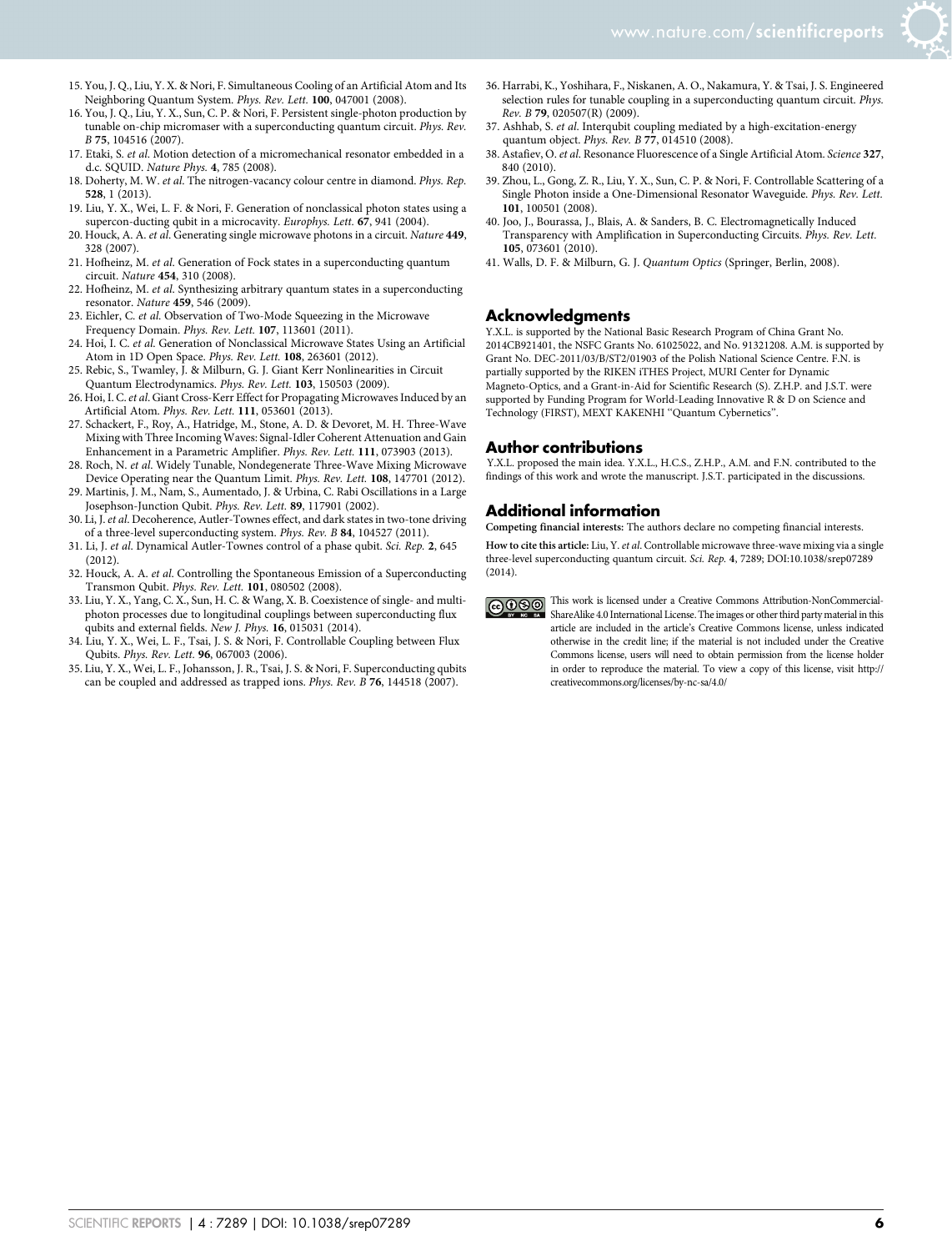15. You, J. Q., Liu, Y. X. & Nori, F. Simultaneous Cooling of an Artificial Atom and Its Neighboring Quantum System. *Phys. Rev. Lett.* **100**, 047001 (2008).
16. You, J. Q., Liu, Y. X., Sun, C. P. & Nori, F. Persistent single-photon production by tunable on-chip micromaser with a superconducting quantum circuit. *Phys. Rev. B* **75**, 104516 (2007).
17. Etaki, S. *et al.* Motion detection of a micromechanical resonator embedded in a d.c. SQUID. *Nature Phys.* **4**, 785 (2008).
18. Doherty, M. W. *et al.* The nitrogen-vacancy colour centre in diamond. *Phys. Rep.* **528**, 1 (2013).
19. Liu, Y. X., Wei, L. F. & Nori, F. Generation of nonclassical photon states using a supercon-ducting qubit in a microcavity. *Europhys. Lett.* **67**, 941 (2004).
20. Houck, A. A. *et al.* Generating single microwave photons in a circuit. *Nature* **449**, 328 (2007).
21. Hofheinz, M. *et al.* Generation of Fock states in a superconducting quantum circuit. *Nature* **454**, 310 (2008).
22. Hofheinz, M. *et al.* Synthesizing arbitrary quantum states in a superconducting resonator. *Nature* **459**, 546 (2009).
23. Eichler, C. *et al.* Observation of Two-Mode Squeezing in the Microwave Frequency Domain. *Phys. Rev. Lett.* **107**, 113601 (2011).
24. Hoi, I. C. *et al.* Generation of Nonclassical Microwave States Using an Artificial Atom in 1D Open Space. *Phys. Rev. Lett.* **108**, 263601 (2012).
25. Rebic, S., Twamley, J. & Milburn, G. J. Giant Kerr Nonlinearities in Circuit Quantum Electrodynamics. *Phys. Rev. Lett.* **103**, 150503 (2009).
26. Hoi, I. C. *et al.* Giant Cross-Kerr Effect for Propagating Microwaves Induced by an Artificial Atom. *Phys. Rev. Lett.* **111**, 053601 (2013).
27. Schackert, F., Roy, A., Hatridge, M., Stone, A. D. & Devoret, M. H. Three-Wave Mixing with Three Incoming Waves: Signal-Idler Coherent Attenuation and Gain Enhancement in a Parametric Amplifier. *Phys. Rev. Lett.* **111**, 073903 (2013).
28. Roch, N. *et al.* Widely Tunable, Nondegenerate Three-Wave Mixing Microwave Device Operating near the Quantum Limit. *Phys. Rev. Lett.* **108**, 147701 (2012).
29. Martinis, J. M., Nam, S., Aumentado, J. & Urbina, C. Rabi Oscillations in a Large Josephson-Junction Qubit. *Phys. Rev. Lett.* **89**, 117901 (2002).
30. Li, J. *et al.* Decoherence, Autler-Townes effect, and dark states in two-tone driving of a three-level superconducting system. *Phys. Rev. B* **84**, 104527 (2011).
31. Li, J. *et al.* Dynamical Autler-Townes control of a phase qubit. *Sci. Rep.* **2**, 645 (2012).
32. Houck, A. A. *et al.* Controlling the Spontaneous Emission of a Superconducting Transmon Qubit. *Phys. Rev. Lett.* **101**, 080502 (2008).
33. Liu, Y. X., Yang, C. X., Sun, H. C. & Wang, X. B. Coexistence of single- and multi-photon processes due to longitudinal couplings between superconducting flux qubits and external fields. *New J. Phys.* **16**, 015031 (2014).
34. Liu, Y. X., Wei, L. F., Tsai, J. S. & Nori, F. Controllable Coupling between Flux Qubits. *Phys. Rev. Lett.* **96**, 067003 (2006).
35. Liu, Y. X., Wei, L. F., Johansson, J. R., Tsai, J. S. & Nori, F. Superconducting qubits can be coupled and addressed as trapped ions. *Phys. Rev. B* **76**, 144518 (2007).
36. Harrabi, K., Yoshihara, F., Niskanen, A. O., Nakamura, Y. & Tsai, J. S. Engineered selection rules for tunable coupling in a superconducting quantum circuit. *Phys. Rev. B* **79**, 020507(R) (2009).
37. Ashhab, S. *et al.* Interqubit coupling mediated by a high-excitation-energy quantum object. *Phys. Rev. B* **77**, 014510 (2008).
38. Astafiev, O. *et al.* Resonance Fluorescence of a Single Artificial Atom. *Science* **327**, 840 (2010).
39. Zhou, L., Gong, Z. R., Liu, Y. X., Sun, C. P. & Nori, F. Controllable Scattering of a Single Photon inside a One-Dimensional Resonator Waveguide. *Phys. Rev. Lett.* **101**, 100501 (2008).
40. Joo, J., Bourassa, J., Blais, A. & Sanders, B. C. Electromagnetically Induced Transparency with Amplification in Superconducting Circuits. *Phys. Rev. Lett.* **105**, 073601 (2010).
41. Walls, D. F. & Milburn, G. J. *Quantum Optics* (Springer, Berlin, 2008).

## Acknowledgments

Y.X.L. is supported by the National Basic Research Program of China Grant No. 2014CB921401, the NSFC Grants No. 61025022, and No. 91321208. A.M. is supported by Grant No. DEC-2011/03/B/ST2/01903 of the Polish National Science Centre. F.N. is partially supported by the RIKEN iTHES Project, MURI Center for Dynamic Magneto-Optics, and a Grant-in-Aid for Scientific Research (S). Z.H.P. and J.S.T. were supported by Funding Program for World-Leading Innovative R & D on Science and Technology (FIRST), MEXT KAKENHI "Quantum Cybernetics".

## Author contributions

Y.X.L. proposed the main idea. Y.X.L., H.C.S., Z.H.P., A.M. and F.N. contributed to the findings of this work and wrote the manuscript. J.S.T. participated in the discussions.

## Additional information

**Competing financial interests:** The authors declare no competing financial interests.

**How to cite this article:** Liu, Y. *et al.* Controllable microwave three-wave mixing via a single three-level superconducting quantum circuit. *Sci. Rep.* **4**, 7289; DOI:10.1038/srep07289 (2014).

This work is licensed under a Creative Commons Attribution-NonCommercial-ShareAlike 4.0 International License. The images or other third party material in this article are included in the article's Creative Commons license, unless indicated otherwise in the credit line; if the material is not included under the Creative Commons license, users will need to obtain permission from the license holder in order to reproduce the material. To view a copy of this license, visit http://creativecommons.org/licenses/by-nc-sa/4.0/